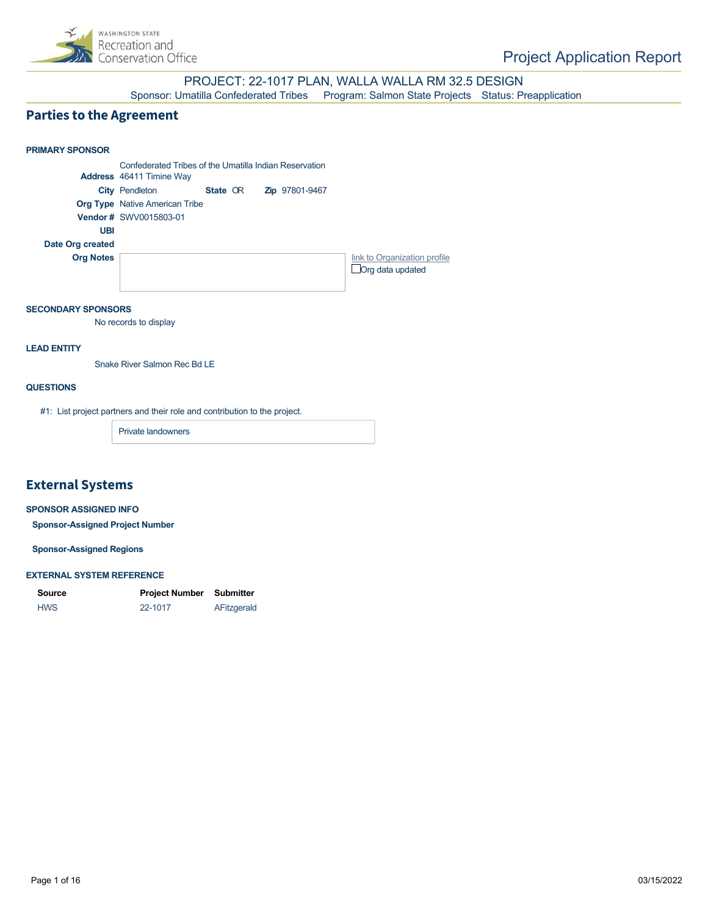Washington State Recreation and Conservation Office

# Project Application Report

PROJECT: 22-1017 PLAN, WALLA WALLA RM 32.5 DESIGN

Sponsor: Umatilla Confederated Tribes  Program: Salmon State Projects  Status: Preapplication

## Parties to the Agreement

### PRIMARY SPONSOR

Confederated Tribes of the Umatilla Indian Reservation

**Address** 46411 Timine Way

**City** Pendleton **State** OR **Zip** 97801-9467

**Org Type** Native American Tribe

**Vendor #** SWV0015803-01

**UBI**

**Date Org created**

**Org Notes**

link to Organization profile

☐ Org data updated

### SECONDARY SPONSORS

No records to display

### LEAD ENTITY

Snake River Salmon Rec Bd LE

### QUESTIONS

#1: List project partners and their role and contribution to the project.

Private landowners

## External Systems

### SPONSOR ASSIGNED INFO

**Sponsor-Assigned Project Number**

**Sponsor-Assigned Regions**

### EXTERNAL SYSTEM REFERENCE

| Source | Project Number | Submitter |
| --- | --- | --- |
| HWS | 22-1017 | AFitzgerald |

03/15/2022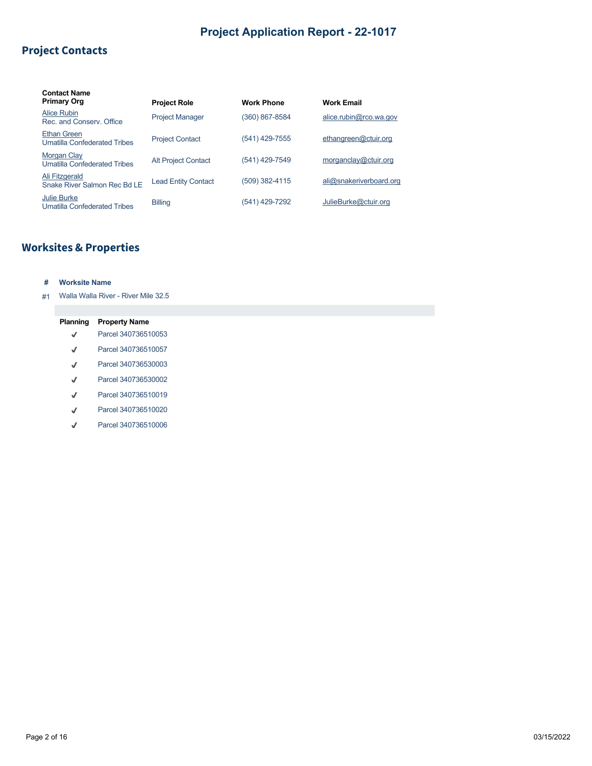## Project Contacts

| Contact Name<br>Primary Org | Project Role | Work Phone | Work Email |
|---|---|---|---|
| Alice Rubin<br>Rec. and Conserv. Office | Project Manager | (360) 867-8584 | alice.rubin@rco.wa.gov |
| Ethan Green<br>Umatilla Confederated Tribes | Project Contact | (541) 429-7555 | ethangreen@ctuir.org |
| Morgan Clay<br>Umatilla Confederated Tribes | Alt Project Contact | (541) 429-7549 | morganclay@ctuir.org |
| Ali Fitzgerald<br>Snake River Salmon Rec Bd LE | Lead Entity Contact | (509) 382-4115 | ali@snakeriverboard.org |
| Julie Burke<br>Umatilla Confederated Tribes | Billing | (541) 429-7292 | JulieBurke@ctuir.org |

## Worksites & Properties

| # | Worksite Name |
|---|---|
| #1 | Walla Walla River - River Mile 32.5 |

| Planning | Property Name |
|---|---|
| ✓ | Parcel 340736510053 |
| ✓ | Parcel 340736510057 |
| ✓ | Parcel 340736530003 |
| ✓ | Parcel 340736530002 |
| ✓ | Parcel 340736510019 |
| ✓ | Parcel 340736510020 |
| ✓ | Parcel 340736510006 |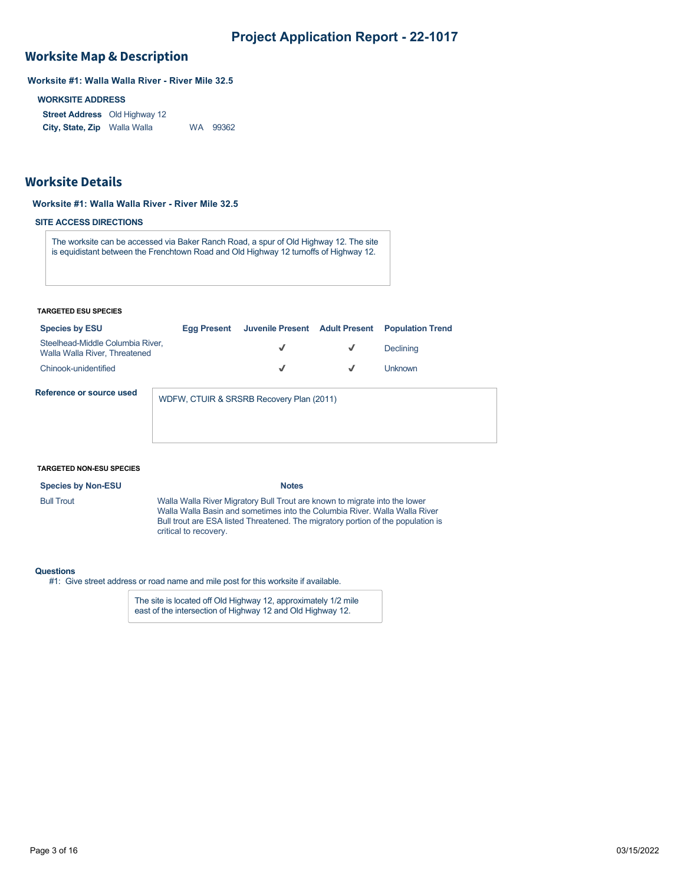# Project Application Report - 22-1017

## Worksite Map & Description

**Worksite #1: Walla Walla River - River Mile 32.5**

**WORKSITE ADDRESS**

| | |
|---|---|
| **Street Address** | Old Highway 12 |
| **City, State, Zip** | Walla Walla WA 99362 |

## Worksite Details

**Worksite #1: Walla Walla River - River Mile 32.5**

**SITE ACCESS DIRECTIONS**

The worksite can be accessed via Baker Ranch Road, a spur of Old Highway 12. The site is equidistant between the Frenchtown Road and Old Highway 12 turnoffs of Highway 12.

**TARGETED ESU SPECIES**

| Species by ESU | Egg Present | Juvenile Present | Adult Present | Population Trend |
|---|---|---|---|---|
| Steelhead-Middle Columbia River, Walla Walla River, Threatened | | ✓ | ✓ | Declining |
| Chinook-unidentified | | ✓ | ✓ | Unknown |

**Reference or source used**

WDFW, CTUIR & SRSRB Recovery Plan (2011)

**TARGETED NON-ESU SPECIES**

| Species by Non-ESU | Notes |
|---|---|
| Bull Trout | Walla Walla River Migratory Bull Trout are known to migrate into the lower Walla Walla Basin and sometimes into the Columbia River. Walla Walla River Bull trout are ESA listed Threatened. The migratory portion of the population is critical to recovery. |

**Questions**

#1: Give street address or road name and mile post for this worksite if available.

The site is located off Old Highway 12, approximately 1/2 mile east of the intersection of Highway 12 and Old Highway 12.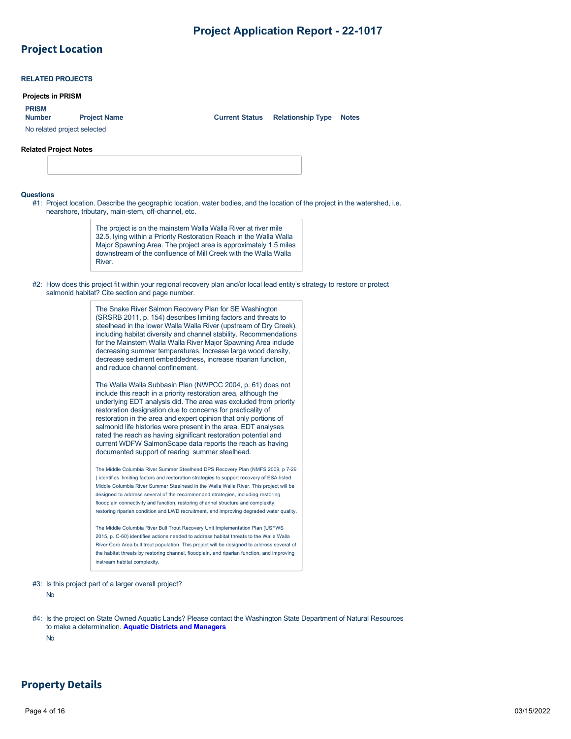## Project Location

### RELATED PROJECTS

**Projects in PRISM**

| PRISM Number | Project Name | Current Status | Relationship Type | Notes |
|---|---|---|---|---|
| No related project selected | | | | |

**Related Project Notes**

**Questions**

#1: Project location. Describe the geographic location, water bodies, and the location of the project in the watershed, i.e. nearshore, tributary, main-stem, off-channel, etc.

> The project is on the mainstem Walla Walla River at river mile 32.5, lying within a Priority Restoration Reach in the Walla Walla Major Spawning Area. The project area is approximately 1.5 miles downstream of the confluence of Mill Creek with the Walla Walla River.

#2: How does this project fit within your regional recovery plan and/or local lead entity's strategy to restore or protect salmonid habitat? Cite section and page number.

> The Snake River Salmon Recovery Plan for SE Washington (SRSRB 2011, p. 154) describes limiting factors and threats to steelhead in the lower Walla Walla River (upstream of Dry Creek), including habitat diversity and channel stability. Recommendations for the Mainstem Walla Walla River Major Spawning Area include decreasing summer temperatures, Increase large wood density, decrease sediment embeddedness, increase riparian function, and reduce channel confinement.
>
> The Walla Walla Subbasin Plan (NWPCC 2004, p. 61) does not include this reach in a priority restoration area, although the underlying EDT analysis did. The area was excluded from priority restoration designation due to concerns for practicality of restoration in the area and expert opinion that only portions of salmonid life histories were present in the area. EDT analyses rated the reach as having significant restoration potential and current WDFW SalmonScape data reports the reach as having documented support of rearing summer steelhead.
>
> The Middle Columbia River Summer Steelhead DPS Recovery Plan (NMFS 2009, p 7-29 ) identifies limiting factors and restoration strategies to support recovery of ESA-listed Middle Columbia River Summer Steelhead in the Walla Walla River. This project will be designed to address several of the recommended strategies, including restoring floodplain connectivity and function, restoring channel structure and complexity, restoring riparian condition and LWD recruitment, and improving degraded water quality.
>
> The Middle Columbia River Bull Trout Recovery Unit Implementation Plan (USFWS 2015, p. C-60) identifies actions needed to address habitat threats to the Walla Walla River Core Area bull trout population. This project will be designed to address several of the habitat threats by restoring channel, floodplain, and riparian function, and improving instream habitat complexity.

#3: Is this project part of a larger overall project?

No

#4: Is the project on State Owned Aquatic Lands? Please contact the Washington State Department of Natural Resources to make a determination. **Aquatic Districts and Managers**

No

## Property Details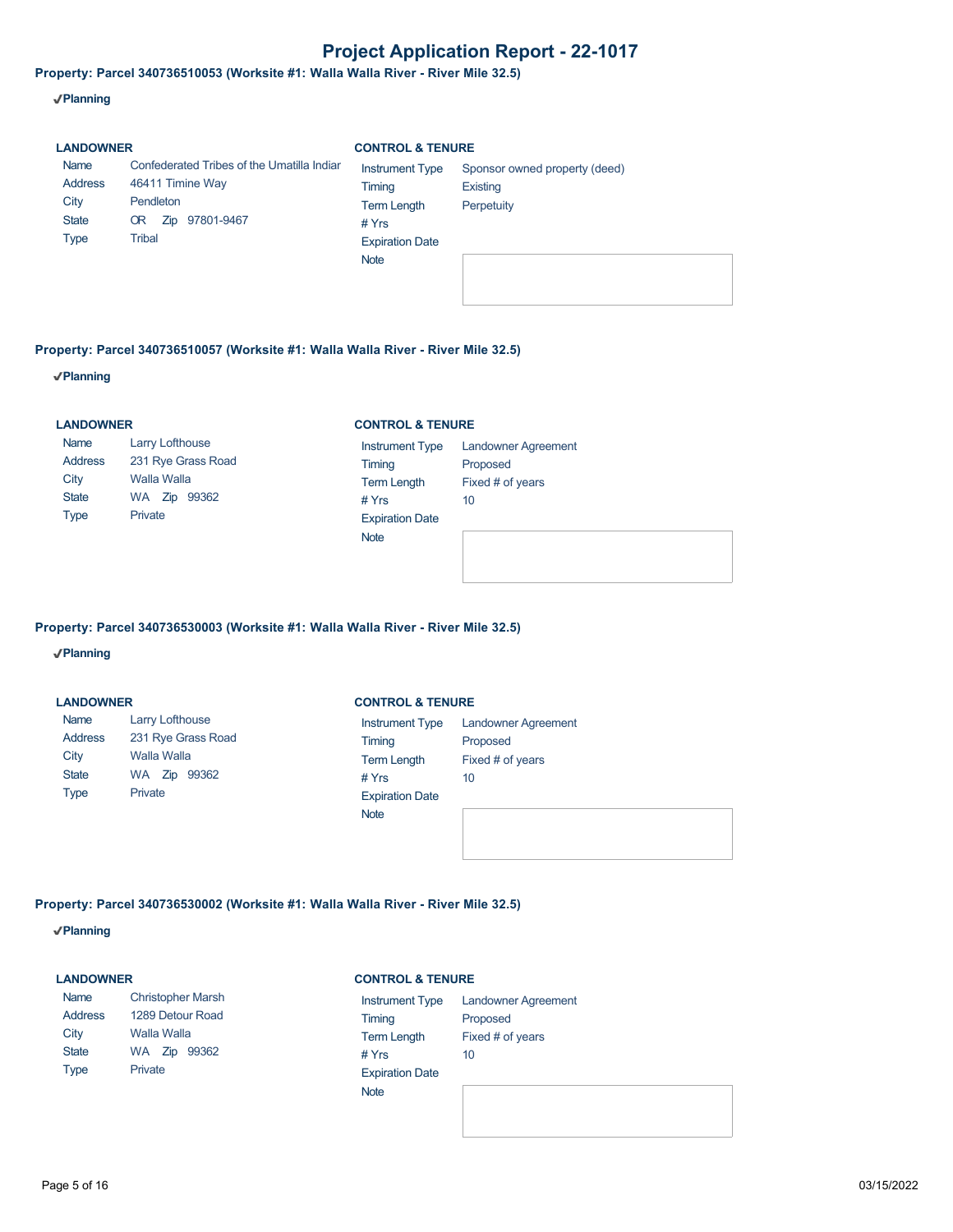# Project Application Report - 22-1017

### Property: Parcel 340736510053 (Worksite #1: Walla Walla River - River Mile 32.5)

✔**Planning**

**LANDOWNER**

| | |
|---|---|
| Name | Confederated Tribes of the Umatilla Indiar |
| Address | 46411 Timine Way |
| City | Pendleton |
| State | OR Zip 97801-9467 |
| Type | Tribal |

**CONTROL & TENURE**

| | |
|---|---|
| Instrument Type | Sponsor owned property (deed) |
| Timing | Existing |
| Term Length | Perpetuity |
| # Yrs | |
| Expiration Date | |
| Note | |

### Property: Parcel 340736510057 (Worksite #1: Walla Walla River - River Mile 32.5)

✔**Planning**

**LANDOWNER**

| | |
|---|---|
| Name | Larry Lofthouse |
| Address | 231 Rye Grass Road |
| City | Walla Walla |
| State | WA Zip 99362 |
| Type | Private |

**CONTROL & TENURE**

| | |
|---|---|
| Instrument Type | Landowner Agreement |
| Timing | Proposed |
| Term Length | Fixed # of years |
| # Yrs | 10 |
| Expiration Date | |
| Note | |

### Property: Parcel 340736530003 (Worksite #1: Walla Walla River - River Mile 32.5)

✔**Planning**

**LANDOWNER**

| | |
|---|---|
| Name | Larry Lofthouse |
| Address | 231 Rye Grass Road |
| City | Walla Walla |
| State | WA Zip 99362 |
| Type | Private |

**CONTROL & TENURE**

| | |
|---|---|
| Instrument Type | Landowner Agreement |
| Timing | Proposed |
| Term Length | Fixed # of years |
| # Yrs | 10 |
| Expiration Date | |
| Note | |

### Property: Parcel 340736530002 (Worksite #1: Walla Walla River - River Mile 32.5)

✔**Planning**

**LANDOWNER**

| | |
|---|---|
| Name | Christopher Marsh |
| Address | 1289 Detour Road |
| City | Walla Walla |
| State | WA Zip 99362 |
| Type | Private |

**CONTROL & TENURE**

| | |
|---|---|
| Instrument Type | Landowner Agreement |
| Timing | Proposed |
| Term Length | Fixed # of years |
| # Yrs | 10 |
| Expiration Date | |
| Note | |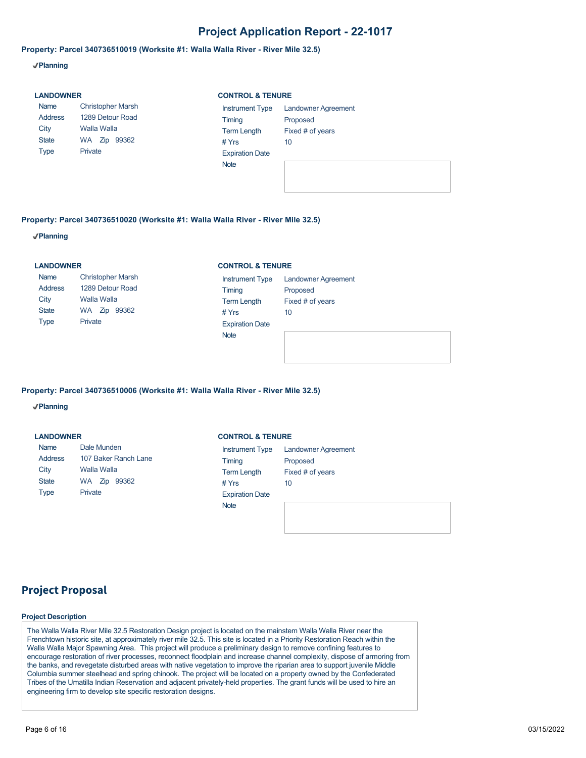# Project Application Report - 22-1017

**Property: Parcel 340736510019 (Worksite #1: Walla Walla River - River Mile 32.5)**

✔**Planning**

**LANDOWNER**

| | |
|---|---|
| Name | Christopher Marsh |
| Address | 1289 Detour Road |
| City | Walla Walla |
| State | WA Zip 99362 |
| Type | Private |

**CONTROL & TENURE**

| | |
|---|---|
| Instrument Type | Landowner Agreement |
| Timing | Proposed |
| Term Length | Fixed # of years |
| # Yrs | 10 |
| Expiration Date | |
| Note | |

**Property: Parcel 340736510020 (Worksite #1: Walla Walla River - River Mile 32.5)**

✔**Planning**

**LANDOWNER**

| | |
|---|---|
| Name | Christopher Marsh |
| Address | 1289 Detour Road |
| City | Walla Walla |
| State | WA Zip 99362 |
| Type | Private |

**CONTROL & TENURE**

| | |
|---|---|
| Instrument Type | Landowner Agreement |
| Timing | Proposed |
| Term Length | Fixed # of years |
| # Yrs | 10 |
| Expiration Date | |
| Note | |

**Property: Parcel 340736510006 (Worksite #1: Walla Walla River - River Mile 32.5)**

✔**Planning**

**LANDOWNER**

| | |
|---|---|
| Name | Dale Munden |
| Address | 107 Baker Ranch Lane |
| City | Walla Walla |
| State | WA Zip 99362 |
| Type | Private |

**CONTROL & TENURE**

| | |
|---|---|
| Instrument Type | Landowner Agreement |
| Timing | Proposed |
| Term Length | Fixed # of years |
| # Yrs | 10 |
| Expiration Date | |
| Note | |

## Project Proposal

**Project Description**

The Walla Walla River Mile 32.5 Restoration Design project is located on the mainstem Walla Walla River near the Frenchtown historic site, at approximately river mile 32.5. This site is located in a Priority Restoration Reach within the Walla Walla Major Spawning Area. This project will produce a preliminary design to remove confining features to encourage restoration of river processes, reconnect floodplain and increase channel complexity, dispose of armoring from the banks, and revegetate disturbed areas with native vegetation to improve the riparian area to support juvenile Middle Columbia summer steelhead and spring chinook. The project will be located on a property owned by the Confederated Tribes of the Umatilla Indian Reservation and adjacent privately-held properties. The grant funds will be used to hire an engineering firm to develop site specific restoration designs.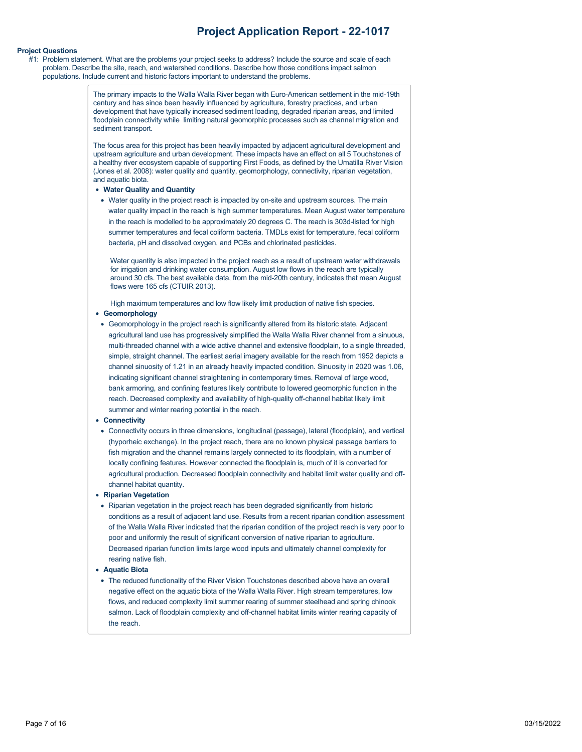# Project Application Report - 22-1017

**Project Questions**

#1: Problem statement. What are the problems your project seeks to address? Include the source and scale of each problem. Describe the site, reach, and watershed conditions. Describe how those conditions impact salmon populations. Include current and historic factors important to understand the problems.

The primary impacts to the Walla Walla River began with Euro-American settlement in the mid-19th century and has since been heavily influenced by agriculture, forestry practices, and urban development that have typically increased sediment loading, degraded riparian areas, and limited floodplain connectivity while limiting natural geomorphic processes such as channel migration and sediment transport.

The focus area for this project has been heavily impacted by adjacent agricultural development and upstream agriculture and urban development. These impacts have an effect on all 5 Touchstones of a healthy river ecosystem capable of supporting First Foods, as defined by the Umatilla River Vision (Jones et al. 2008): water quality and quantity, geomorphology, connectivity, riparian vegetation, and aquatic biota.

- **Water Quality and Quantity**
  - Water quality in the project reach is impacted by on-site and upstream sources. The main water quality impact in the reach is high summer temperatures. Mean August water temperature in the reach is modelled to be approximately 20 degrees C. The reach is 303d-listed for high summer temperatures and fecal coliform bacteria. TMDLs exist for temperature, fecal coliform bacteria, pH and dissolved oxygen, and PCBs and chlorinated pesticides.

    Water quantity is also impacted in the project reach as a result of upstream water withdrawals for irrigation and drinking water consumption. August low flows in the reach are typically around 30 cfs. The best available data, from the mid-20th century, indicates that mean August flows were 165 cfs (CTUIR 2013).

    High maximum temperatures and low flow likely limit production of native fish species.
- **Geomorphology**
  - Geomorphology in the project reach is significantly altered from its historic state. Adjacent agricultural land use has progressively simplified the Walla Walla River channel from a sinuous, multi-threaded channel with a wide active channel and extensive floodplain, to a single threaded, simple, straight channel. The earliest aerial imagery available for the reach from 1952 depicts a channel sinuosity of 1.21 in an already heavily impacted condition. Sinuosity in 2020 was 1.06, indicating significant channel straightening in contemporary times. Removal of large wood, bank armoring, and confining features likely contribute to lowered geomorphic function in the reach. Decreased complexity and availability of high-quality off-channel habitat likely limit summer and winter rearing potential in the reach.
- **Connectivity**
  - Connectivity occurs in three dimensions, longitudinal (passage), lateral (floodplain), and vertical (hyporheic exchange). In the project reach, there are no known physical passage barriers to fish migration and the channel remains largely connected to its floodplain, with a number of locally confining features. However connected the floodplain is, much of it is converted for agricultural production. Decreased floodplain connectivity and habitat limit water quality and off-channel habitat quantity.
- **Riparian Vegetation**
  - Riparian vegetation in the project reach has been degraded significantly from historic conditions as a result of adjacent land use. Results from a recent riparian condition assessment of the Walla Walla River indicated that the riparian condition of the project reach is very poor to poor and uniformly the result of significant conversion of native riparian to agriculture. Decreased riparian function limits large wood inputs and ultimately channel complexity for rearing native fish.
- **Aquatic Biota**
  - The reduced functionality of the River Vision Touchstones described above have an overall negative effect on the aquatic biota of the Walla Walla River. High stream temperatures, low flows, and reduced complexity limit summer rearing of summer steelhead and spring chinook salmon. Lack of floodplain complexity and off-channel habitat limits winter rearing capacity of the reach.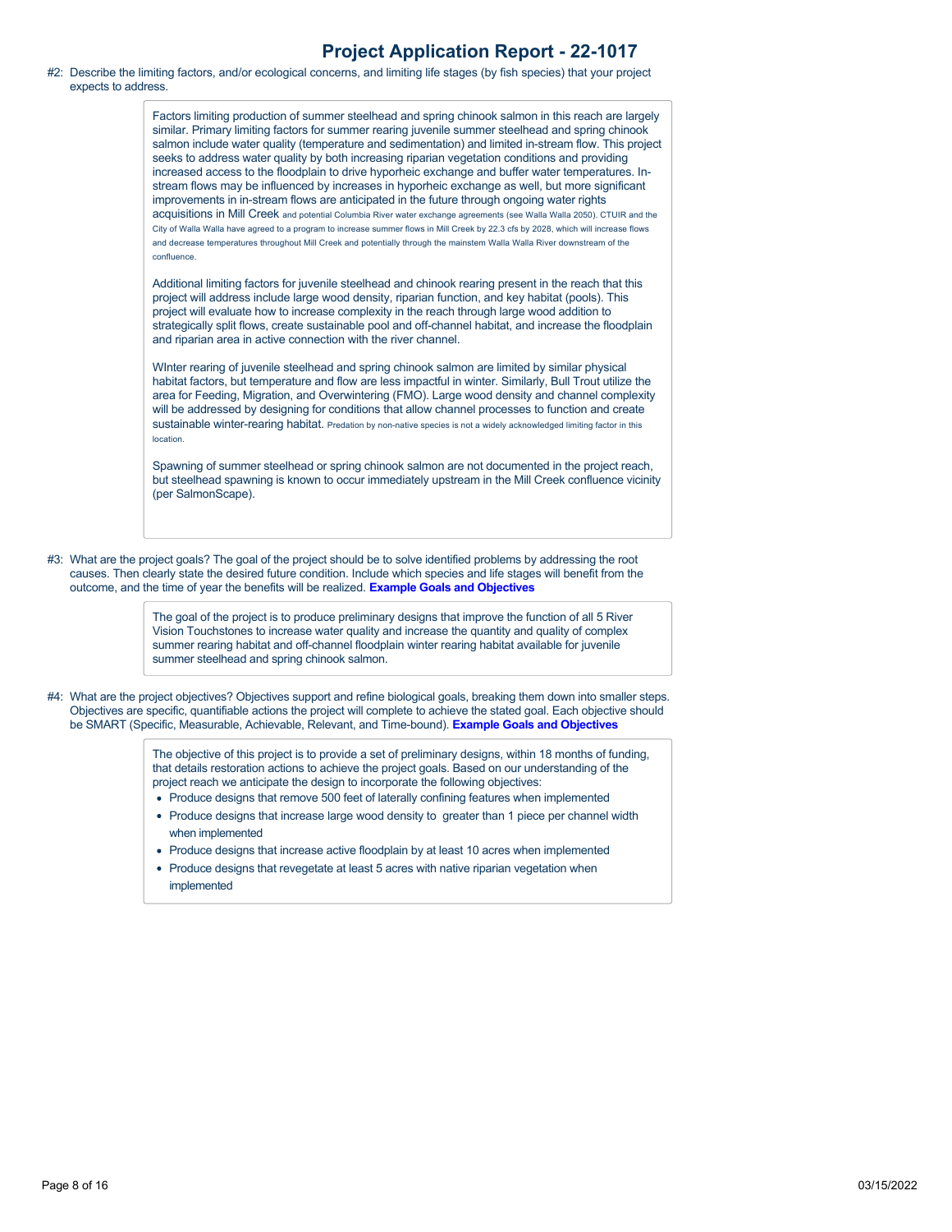# Project Application Report - 22-1017

#2: Describe the limiting factors, and/or ecological concerns, and limiting life stages (by fish species) that your project expects to address.

> Factors limiting production of summer steelhead and spring chinook salmon in this reach are largely similar. Primary limiting factors for summer rearing juvenile summer steelhead and spring chinook salmon include water quality (temperature and sedimentation) and limited in-stream flow. This project seeks to address water quality by both increasing riparian vegetation conditions and providing increased access to the floodplain to drive hyporheic exchange and buffer water temperatures. In-stream flows may be influenced by increases in hyporheic exchange as well, but more significant improvements in in-stream flows are anticipated in the future through ongoing water rights acquisitions in Mill Creek and potential Columbia River water exchange agreements (see Walla Walla 2050). CTUIR and the City of Walla Walla have agreed to a program to increase summer flows in Mill Creek by 22.3 cfs by 2028, which will increase flows and decrease temperatures throughout Mill Creek and potentially through the mainstem Walla Walla River downstream of the confluence.
>
> Additional limiting factors for juvenile steelhead and chinook rearing present in the reach that this project will address include large wood density, riparian function, and key habitat (pools). This project will evaluate how to increase complexity in the reach through large wood addition to strategically split flows, create sustainable pool and off-channel habitat, and increase the floodplain and riparian area in active connection with the river channel.
>
> WInter rearing of juvenile steelhead and spring chinook salmon are limited by similar physical habitat factors, but temperature and flow are less impactful in winter. Similarly, Bull Trout utilize the area for Feeding, Migration, and Overwintering (FMO). Large wood density and channel complexity will be addressed by designing for conditions that allow channel processes to function and create sustainable winter-rearing habitat. Predation by non-native species is not a widely acknowledged limiting factor in this location.
>
> Spawning of summer steelhead or spring chinook salmon are not documented in the project reach, but steelhead spawning is known to occur immediately upstream in the Mill Creek confluence vicinity (per SalmonScape).

#3: What are the project goals? The goal of the project should be to solve identified problems by addressing the root causes. Then clearly state the desired future condition. Include which species and life stages will benefit from the outcome, and the time of year the benefits will be realized. **Example Goals and Objectives**

> The goal of the project is to produce preliminary designs that improve the function of all 5 River Vision Touchstones to increase water quality and increase the quantity and quality of complex summer rearing habitat and off-channel floodplain winter rearing habitat available for juvenile summer steelhead and spring chinook salmon.

#4: What are the project objectives? Objectives support and refine biological goals, breaking them down into smaller steps. Objectives are specific, quantifiable actions the project will complete to achieve the stated goal. Each objective should be SMART (Specific, Measurable, Achievable, Relevant, and Time-bound). **Example Goals and Objectives**

> The objective of this project is to provide a set of preliminary designs, within 18 months of funding, that details restoration actions to achieve the project goals. Based on our understanding of the project reach we anticipate the design to incorporate the following objectives:
>
> - Produce designs that remove 500 feet of laterally confining features when implemented
> - Produce designs that increase large wood density to greater than 1 piece per channel width when implemented
> - Produce designs that increase active floodplain by at least 10 acres when implemented
> - Produce designs that revegetate at least 5 acres with native riparian vegetation when implemented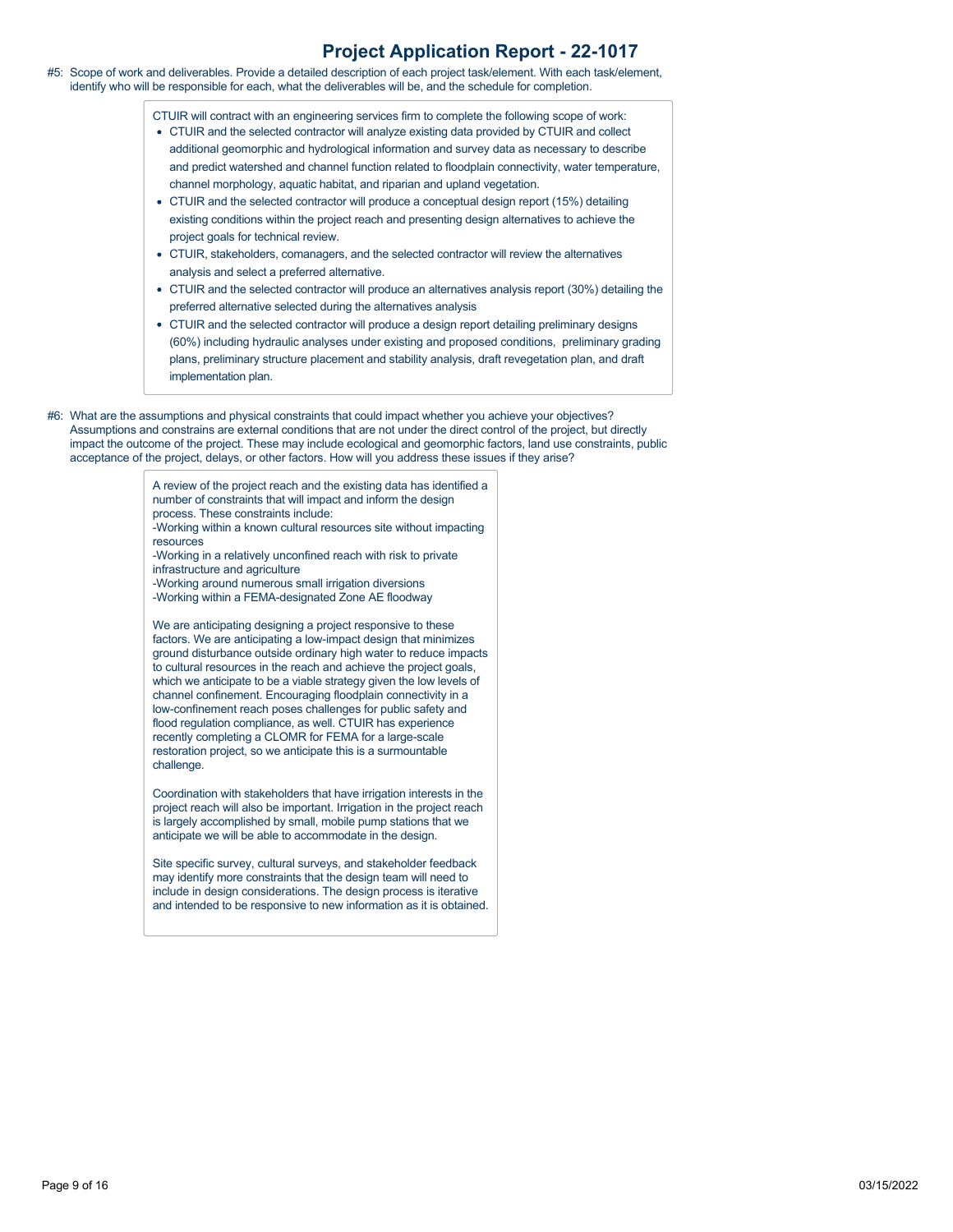#5: Scope of work and deliverables. Provide a detailed description of each project task/element. With each task/element, identify who will be responsible for each, what the deliverables will be, and the schedule for completion.

CTUIR will contract with an engineering services firm to complete the following scope of work:

- CTUIR and the selected contractor will analyze existing data provided by CTUIR and collect additional geomorphic and hydrological information and survey data as necessary to describe and predict watershed and channel function related to floodplain connectivity, water temperature, channel morphology, aquatic habitat, and riparian and upland vegetation.
- CTUIR and the selected contractor will produce a conceptual design report (15%) detailing existing conditions within the project reach and presenting design alternatives to achieve the project goals for technical review.
- CTUIR, stakeholders, comanagers, and the selected contractor will review the alternatives analysis and select a preferred alternative.
- CTUIR and the selected contractor will produce an alternatives analysis report (30%) detailing the preferred alternative selected during the alternatives analysis
- CTUIR and the selected contractor will produce a design report detailing preliminary designs (60%) including hydraulic analyses under existing and proposed conditions, preliminary grading plans, preliminary structure placement and stability analysis, draft revegetation plan, and draft implementation plan.

#6: What are the assumptions and physical constraints that could impact whether you achieve your objectives? Assumptions and constrains are external conditions that are not under the direct control of the project, but directly impact the outcome of the project. These may include ecological and geomorphic factors, land use constraints, public acceptance of the project, delays, or other factors. How will you address these issues if they arise?

A review of the project reach and the existing data has identified a number of constraints that will impact and inform the design process. These constraints include:
-Working within a known cultural resources site without impacting resources
-Working in a relatively unconfined reach with risk to private infrastructure and agriculture
-Working around numerous small irrigation diversions
-Working within a FEMA-designated Zone AE floodway

We are anticipating designing a project responsive to these factors. We are anticipating a low-impact design that minimizes ground disturbance outside ordinary high water to reduce impacts to cultural resources in the reach and achieve the project goals, which we anticipate to be a viable strategy given the low levels of channel confinement. Encouraging floodplain connectivity in a low-confinement reach poses challenges for public safety and flood regulation compliance, as well. CTUIR has experience recently completing a CLOMR for FEMA for a large-scale restoration project, so we anticipate this is a surmountable challenge.

Coordination with stakeholders that have irrigation interests in the project reach will also be important. Irrigation in the project reach is largely accomplished by small, mobile pump stations that we anticipate we will be able to accommodate in the design.

Site specific survey, cultural surveys, and stakeholder feedback may identify more constraints that the design team will need to include in design considerations. The design process is iterative and intended to be responsive to new information as it is obtained.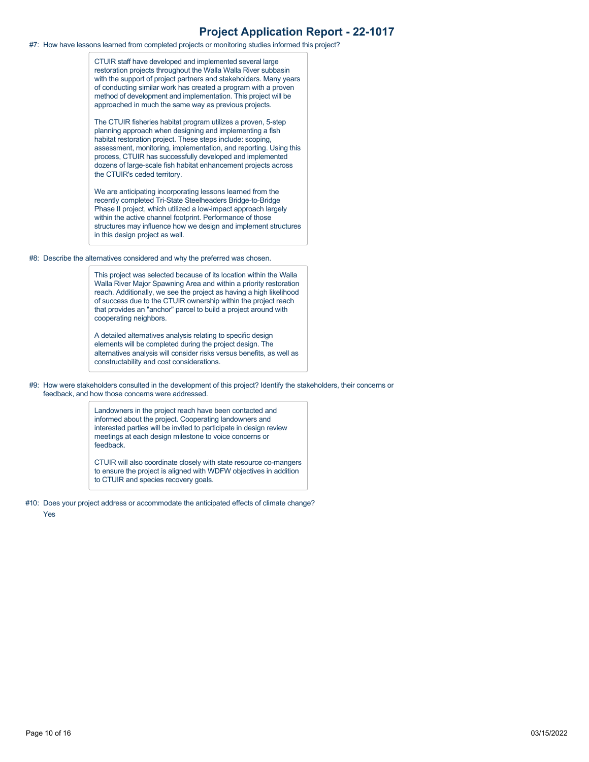#7: How have lessons learned from completed projects or monitoring studies informed this project?

CTUIR staff have developed and implemented several large restoration projects throughout the Walla Walla River subbasin with the support of project partners and stakeholders. Many years of conducting similar work has created a program with a proven method of development and implementation. This project will be approached in much the same way as previous projects.

The CTUIR fisheries habitat program utilizes a proven, 5-step planning approach when designing and implementing a fish habitat restoration project. These steps include: scoping, assessment, monitoring, implementation, and reporting. Using this process, CTUIR has successfully developed and implemented dozens of large-scale fish habitat enhancement projects across the CTUIR's ceded territory.

We are anticipating incorporating lessons learned from the recently completed Tri-State Steelheaders Bridge-to-Bridge Phase II project, which utilized a low-impact approach largely within the active channel footprint. Performance of those structures may influence how we design and implement structures in this design project as well.

#8: Describe the alternatives considered and why the preferred was chosen.

This project was selected because of its location within the Walla Walla River Major Spawning Area and within a priority restoration reach. Additionally, we see the project as having a high likelihood of success due to the CTUIR ownership within the project reach that provides an "anchor" parcel to build a project around with cooperating neighbors.

A detailed alternatives analysis relating to specific design elements will be completed during the project design. The alternatives analysis will consider risks versus benefits, as well as constructability and cost considerations.

#9: How were stakeholders consulted in the development of this project? Identify the stakeholders, their concerns or feedback, and how those concerns were addressed.

Landowners in the project reach have been contacted and informed about the project. Cooperating landowners and interested parties will be invited to participate in design review meetings at each design milestone to voice concerns or feedback.

CTUIR will also coordinate closely with state resource co-mangers to ensure the project is aligned with WDFW objectives in addition to CTUIR and species recovery goals.

#10: Does your project address or accommodate the anticipated effects of climate change?

Yes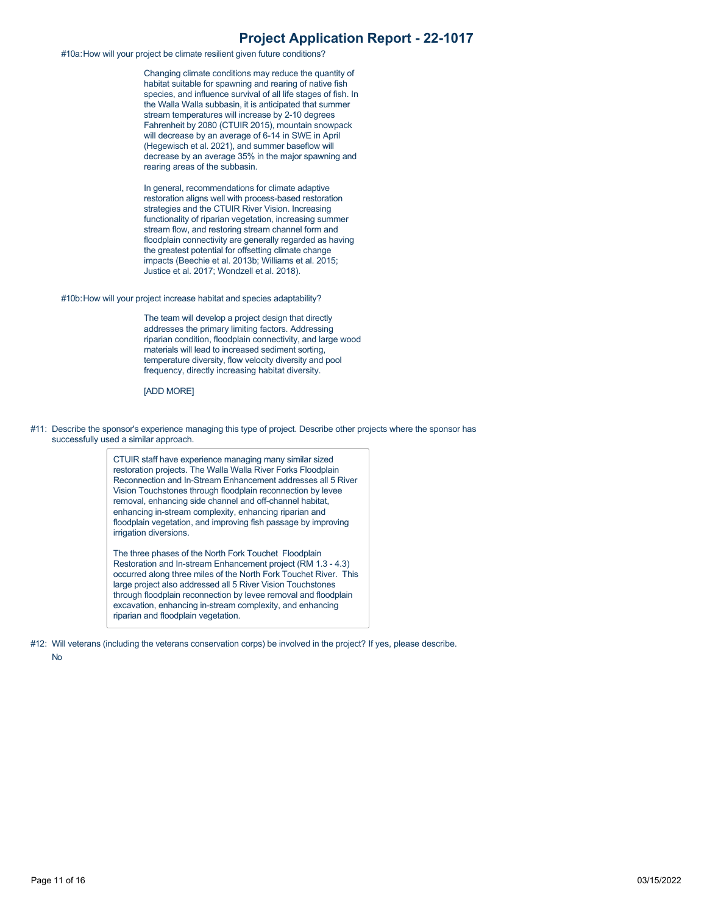#10a: How will your project be climate resilient given future conditions?

Changing climate conditions may reduce the quantity of habitat suitable for spawning and rearing of native fish species, and influence survival of all life stages of fish. In the Walla Walla subbasin, it is anticipated that summer stream temperatures will increase by 2-10 degrees Fahrenheit by 2080 (CTUIR 2015), mountain snowpack will decrease by an average of 6-14 in SWE in April (Hegewisch et al. 2021), and summer baseflow will decrease by an average 35% in the major spawning and rearing areas of the subbasin.

In general, recommendations for climate adaptive restoration aligns well with process-based restoration strategies and the CTUIR River Vision. Increasing functionality of riparian vegetation, increasing summer stream flow, and restoring stream channel form and floodplain connectivity are generally regarded as having the greatest potential for offsetting climate change impacts (Beechie et al. 2013b; Williams et al. 2015; Justice et al. 2017; Wondzell et al. 2018).

#10b: How will your project increase habitat and species adaptability?

The team will develop a project design that directly addresses the primary limiting factors. Addressing riparian condition, floodplain connectivity, and large wood materials will lead to increased sediment sorting, temperature diversity, flow velocity diversity and pool frequency, directly increasing habitat diversity.

[ADD MORE]

#11: Describe the sponsor's experience managing this type of project. Describe other projects where the sponsor has successfully used a similar approach.

CTUIR staff have experience managing many similar sized restoration projects. The Walla Walla River Forks Floodplain Reconnection and In-Stream Enhancement addresses all 5 River Vision Touchstones through floodplain reconnection by levee removal, enhancing side channel and off-channel habitat, enhancing in-stream complexity, enhancing riparian and floodplain vegetation, and improving fish passage by improving irrigation diversions.

The three phases of the North Fork Touchet Floodplain Restoration and In-stream Enhancement project (RM 1.3 - 4.3) occurred along three miles of the North Fork Touchet River. This large project also addressed all 5 River Vision Touchstones through floodplain reconnection by levee removal and floodplain excavation, enhancing in-stream complexity, and enhancing riparian and floodplain vegetation.

#12: Will veterans (including the veterans conservation corps) be involved in the project? If yes, please describe.

No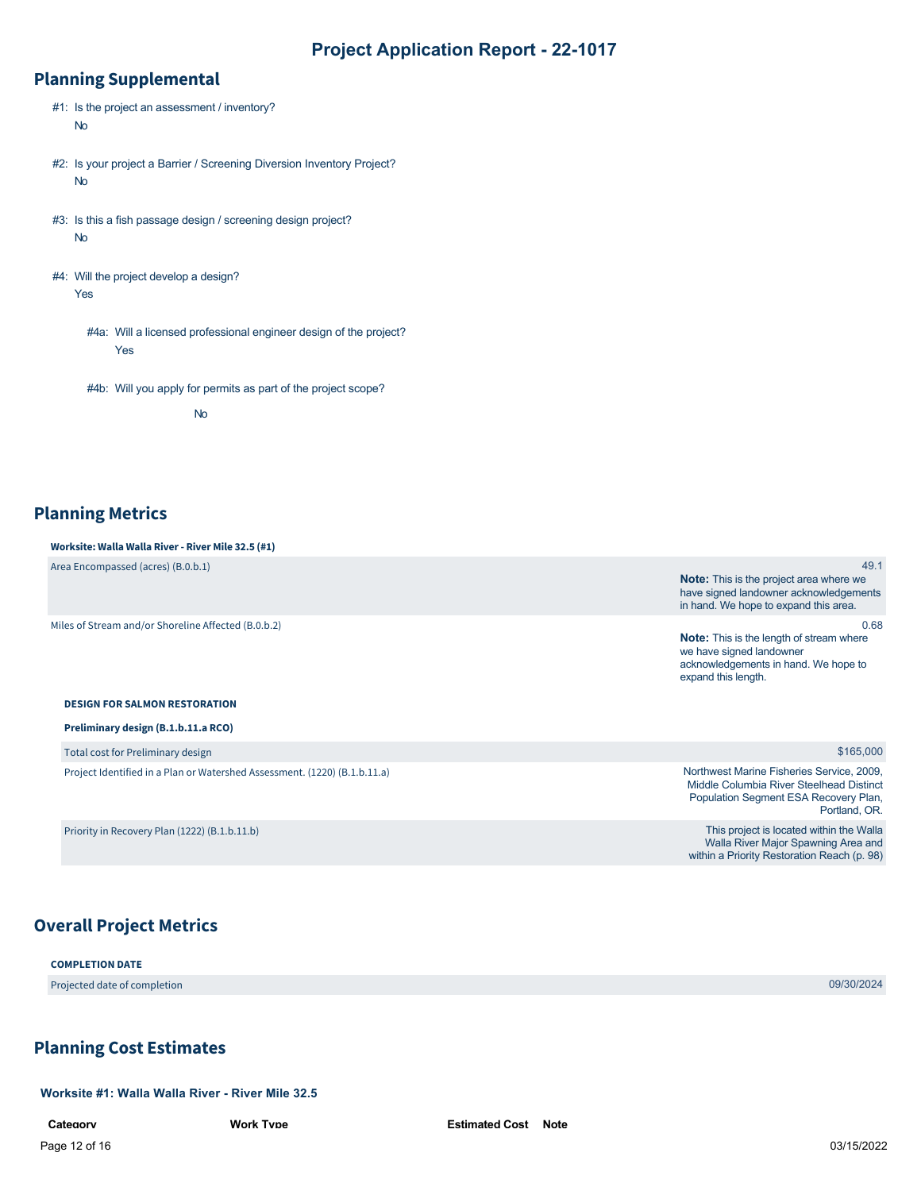## Planning Supplemental

#1: Is the project an assessment / inventory?
No

#2: Is your project a Barrier / Screening Diversion Inventory Project?
No

#3: Is this a fish passage design / screening design project?
No

#4: Will the project develop a design?
Yes

#4a: Will a licensed professional engineer design of the project?
Yes

#4b: Will you apply for permits as part of the project scope?
No

## Planning Metrics

**Worksite: Walla Walla River - River Mile 32.5 (#1)**

| | |
|---|---|
| Area Encompassed (acres) (B.0.b.1) | 49.1 **Note:** This is the project area where we have signed landowner acknowledgements in hand. We hope to expand this area. |
| Miles of Stream and/or Shoreline Affected (B.0.b.2) | 0.68 **Note:** This is the length of stream where we have signed landowner acknowledgements in hand. We hope to expand this length. |

**DESIGN FOR SALMON RESTORATION**

**Preliminary design (B.1.b.11.a RCO)**

| | |
|---|---|
| Total cost for Preliminary design | $165,000 |
| Project Identified in a Plan or Watershed Assessment. (1220) (B.1.b.11.a) | Northwest Marine Fisheries Service, 2009, Middle Columbia River Steelhead Distinct Population Segment ESA Recovery Plan, Portland, OR. |
| Priority in Recovery Plan (1222) (B.1.b.11.b) | This project is located within the Walla Walla River Major Spawning Area and within a Priority Restoration Reach (p. 98) |

## Overall Project Metrics

**COMPLETION DATE**

| | |
|---|---|
| Projected date of completion | 09/30/2024 |

## Planning Cost Estimates

**Worksite #1: Walla Walla River - River Mile 32.5**

| Category | Work Type | Estimated Cost | Note |
|---|---|---|---|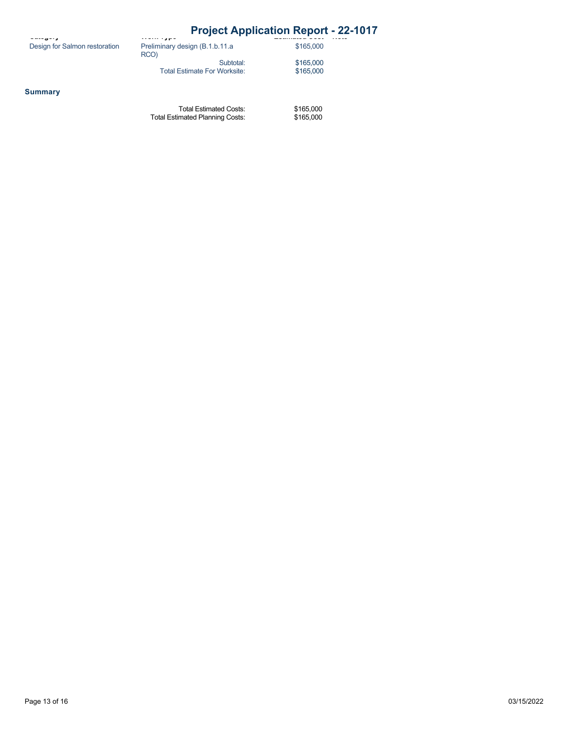| Category | Work Type | Estimated Cost | Note |
| --- | --- | --- | --- |
| Design for Salmon restoration | Preliminary design (B.1.b.11.a RCO) | $165,000 | |
| | Subtotal: | $165,000 | |
| | Total Estimate For Worksite: | $165,000 | |

**Summary**

| | |
| --- | --- |
| Total Estimated Costs: | $165,000 |
| Total Estimated Planning Costs: | $165,000 |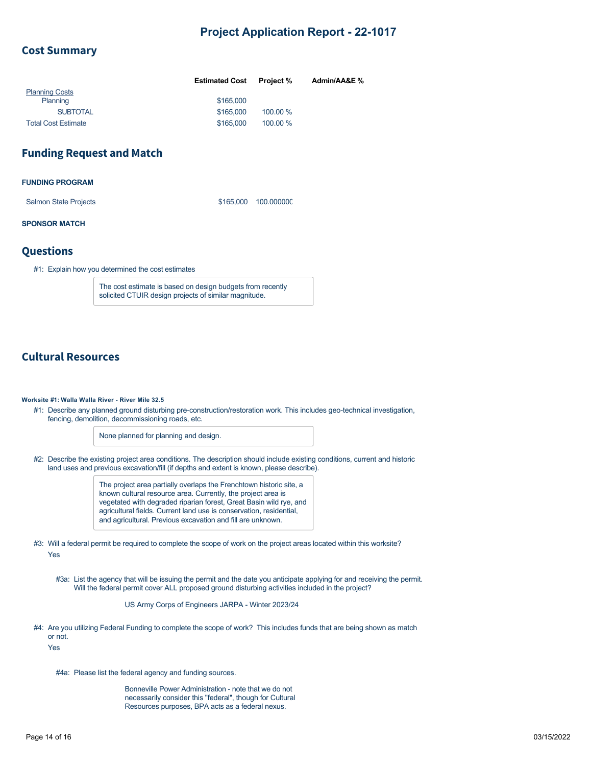# Project Application Report - 22-1017

## Cost Summary

| | Estimated Cost | Project % | Admin/AA&E % |
|---|---|---|---|
| Planning Costs | | | |
| Planning | $165,000 | | |
| SUBTOTAL | $165,000 | 100.00 % | |
| Total Cost Estimate | $165,000 | 100.00 % | |

## Funding Request and Match

**FUNDING PROGRAM**

| | | |
|---|---|---|
| Salmon State Projects | $165,000 | 100.00000C |

**SPONSOR MATCH**

## Questions

#1: Explain how you determined the cost estimates

> The cost estimate is based on design budgets from recently solicited CTUIR design projects of similar magnitude.

## Cultural Resources

**Worksite #1: Walla Walla River - River Mile 32.5**

#1: Describe any planned ground disturbing pre-construction/restoration work. This includes geo-technical investigation, fencing, demolition, decommissioning roads, etc.

> None planned for planning and design.

#2: Describe the existing project area conditions. The description should include existing conditions, current and historic land uses and previous excavation/fill (if depths and extent is known, please describe).

> The project area partially overlaps the Frenchtown historic site, a known cultural resource area. Currently, the project area is vegetated with degraded riparian forest, Great Basin wild rye, and agricultural fields. Current land use is conservation, residential, and agricultural. Previous excavation and fill are unknown.

#3: Will a federal permit be required to complete the scope of work on the project areas located within this worksite?

Yes

#3a: List the agency that will be issuing the permit and the date you anticipate applying for and receiving the permit. Will the federal permit cover ALL proposed ground disturbing activities included in the project?

US Army Corps of Engineers JARPA - Winter 2023/24

#4: Are you utilizing Federal Funding to complete the scope of work? This includes funds that are being shown as match or not.

Yes

#4a: Please list the federal agency and funding sources.

Bonneville Power Administration - note that we do not necessarily consider this "federal", though for Cultural Resources purposes, BPA acts as a federal nexus.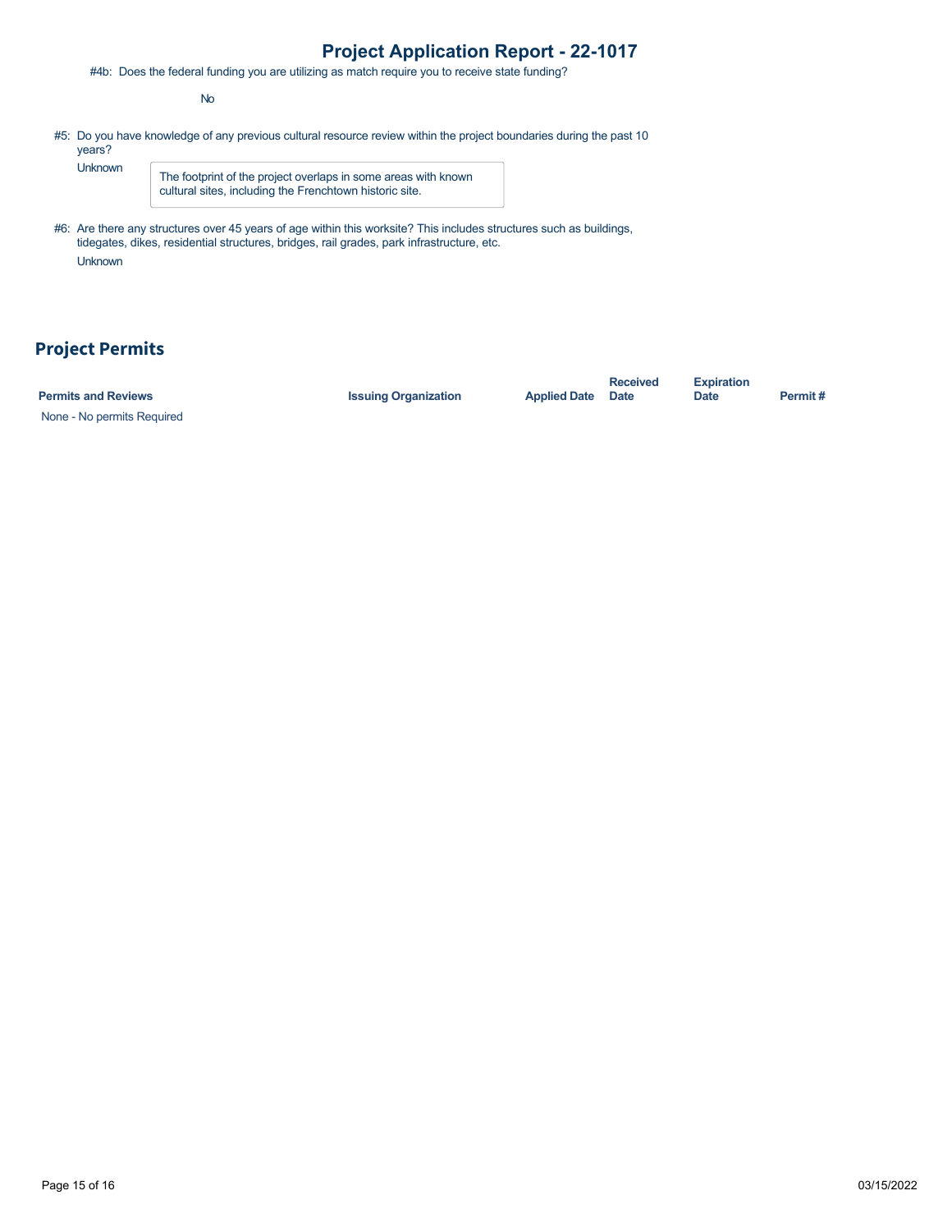#4b: Does the federal funding you are utilizing as match require you to receive state funding?

No

#5: Do you have knowledge of any previous cultural resource review within the project boundaries during the past 10 years?

Unknown

> The footprint of the project overlaps in some areas with known cultural sites, including the Frenchtown historic site.

#6: Are there any structures over 45 years of age within this worksite? This includes structures such as buildings, tidegates, dikes, residential structures, bridges, rail grades, park infrastructure, etc.

Unknown

## Project Permits

| Permits and Reviews | Issuing Organization | Applied Date | Received Date | Expiration Date | Permit # |
|---|---|---|---|---|---|
| None - No permits Required | | | | | |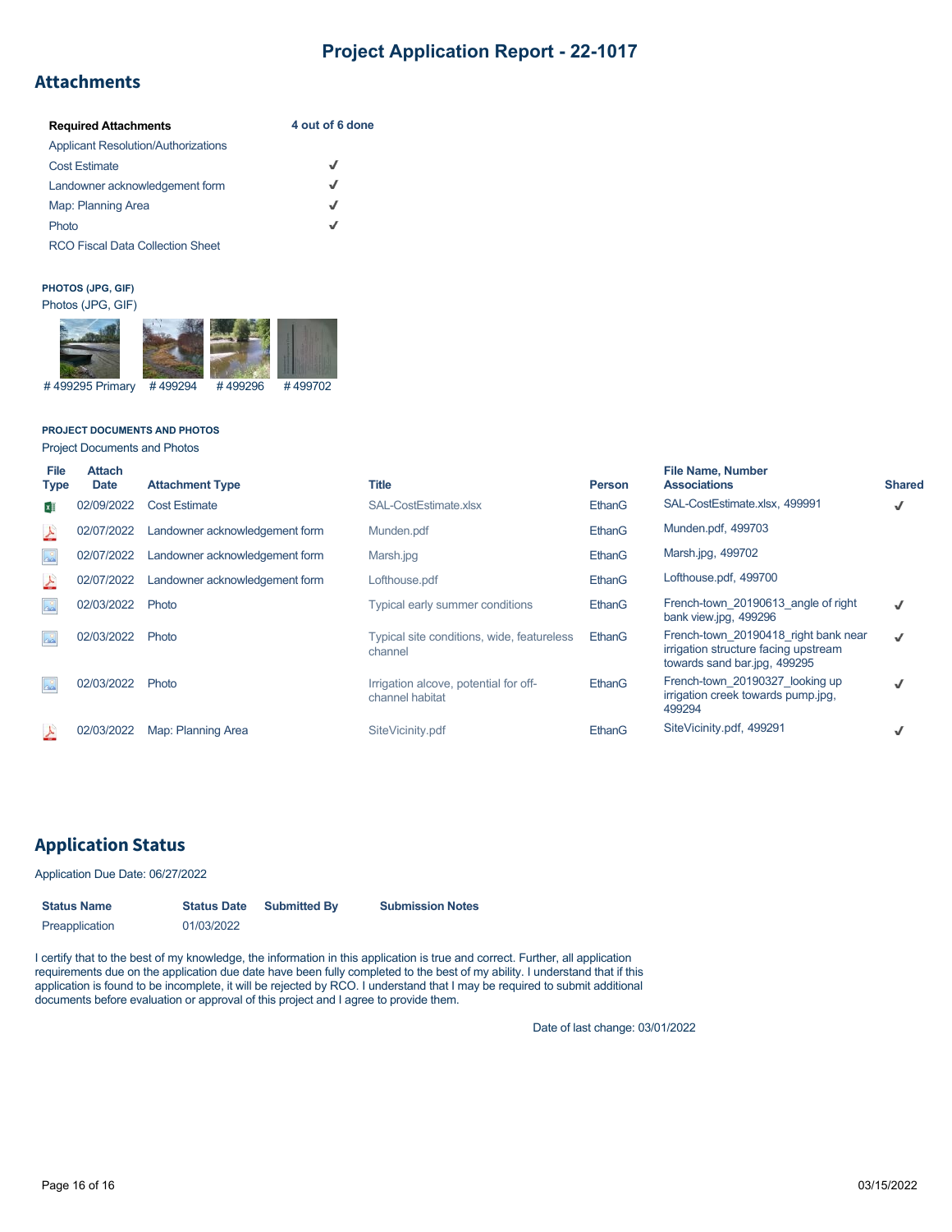# Project Application Report - 22-1017

## Attachments

| Required Attachments | 4 out of 6 done |
|---|---|
| Applicant Resolution/Authorizations | |
| Cost Estimate | ✓ |
| Landowner acknowledgement form | ✓ |
| Map: Planning Area | ✓ |
| Photo | ✓ |
| RCO Fiscal Data Collection Sheet | |

**PHOTOS (JPG, GIF)**

Photos (JPG, GIF)

# 499295 Primary   # 499294   # 499296   # 499702

**PROJECT DOCUMENTS AND PHOTOS**

Project Documents and Photos

| File Type | Attach Date | Attachment Type | Title | Person | File Name, Number Associations | Shared |
|---|---|---|---|---|---|---|
| | 02/09/2022 | Cost Estimate | SAL-CostEstimate.xlsx | EthanG | SAL-CostEstimate.xlsx, 499991 | ✓ |
| | 02/07/2022 | Landowner acknowledgement form | Munden.pdf | EthanG | Munden.pdf, 499703 | |
| | 02/07/2022 | Landowner acknowledgement form | Marsh.jpg | EthanG | Marsh.jpg, 499702 | |
| | 02/07/2022 | Landowner acknowledgement form | Lofthouse.pdf | EthanG | Lofthouse.pdf, 499700 | |
| | 02/03/2022 | Photo | Typical early summer conditions | EthanG | French-town_20190613_angle of right bank view.jpg, 499296 | ✓ |
| | 02/03/2022 | Photo | Typical site conditions, wide, featureless channel | EthanG | French-town_20190418_right bank near irrigation structure facing upstream towards sand bar.jpg, 499295 | ✓ |
| | 02/03/2022 | Photo | Irrigation alcove, potential for off-channel habitat | EthanG | French-town_20190327_looking up irrigation creek towards pump.jpg, 499294 | ✓ |
| | 02/03/2022 | Map: Planning Area | SiteVicinity.pdf | EthanG | SiteVicinity.pdf, 499291 | ✓ |

## Application Status

Application Due Date: 06/27/2022

| Status Name | Status Date | Submitted By | Submission Notes |
|---|---|---|---|
| Preapplication | 01/03/2022 | | |

I certify that to the best of my knowledge, the information in this application is true and correct. Further, all application requirements due on the application due date have been fully completed to the best of my ability. I understand that if this application is found to be incomplete, it will be rejected by RCO. I understand that I may be required to submit additional documents before evaluation or approval of this project and I agree to provide them.

Date of last change: 03/01/2022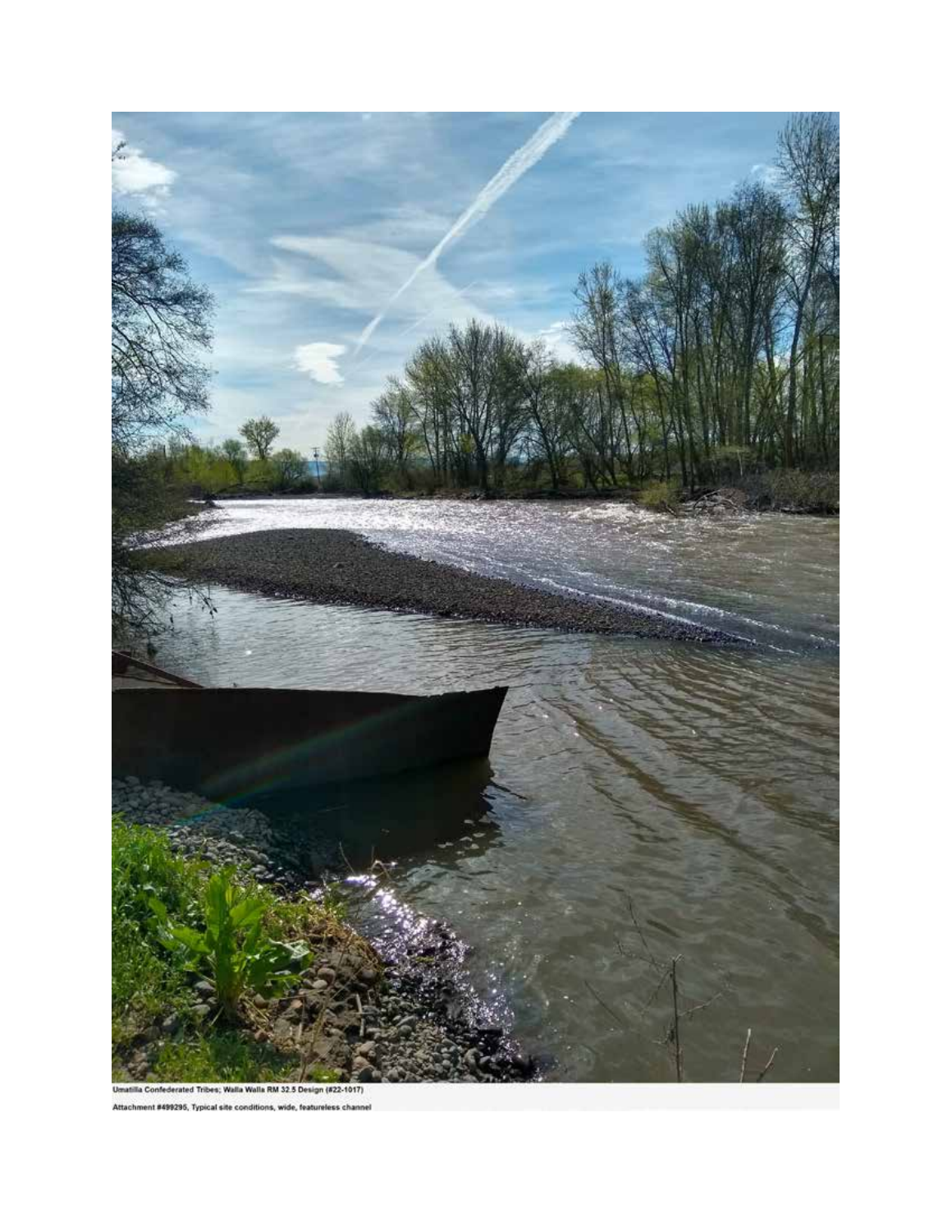Umatilla Confederated Tribes; Walla Walla RM 32.5 Design (#22-1017)

Attachment #499295, Typical site conditions, wide, featureless channel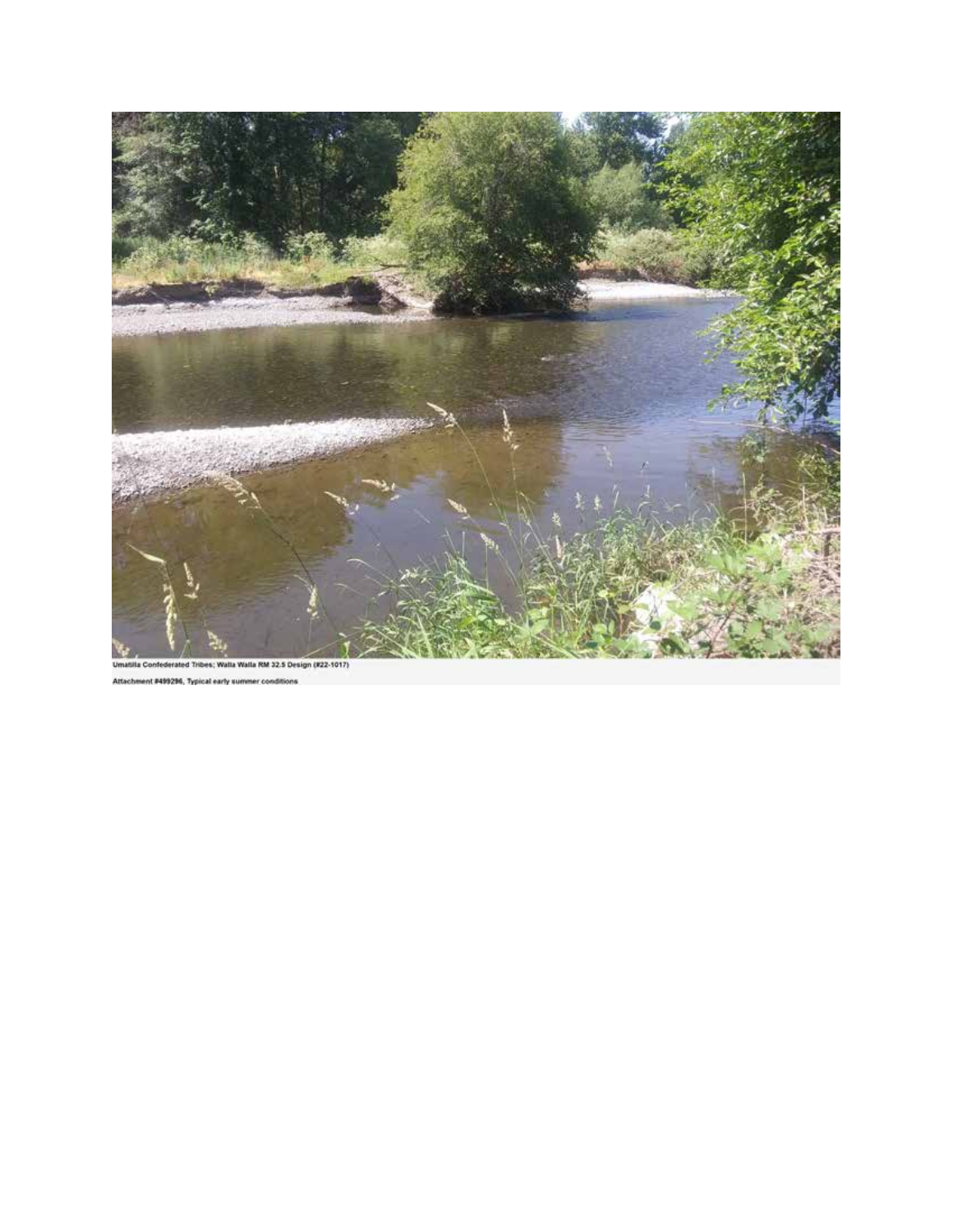Umatilla Confederated Tribes; Walla Walla RM 32.5 Design (#22-1017)

Attachment #499296, Typical early summer conditions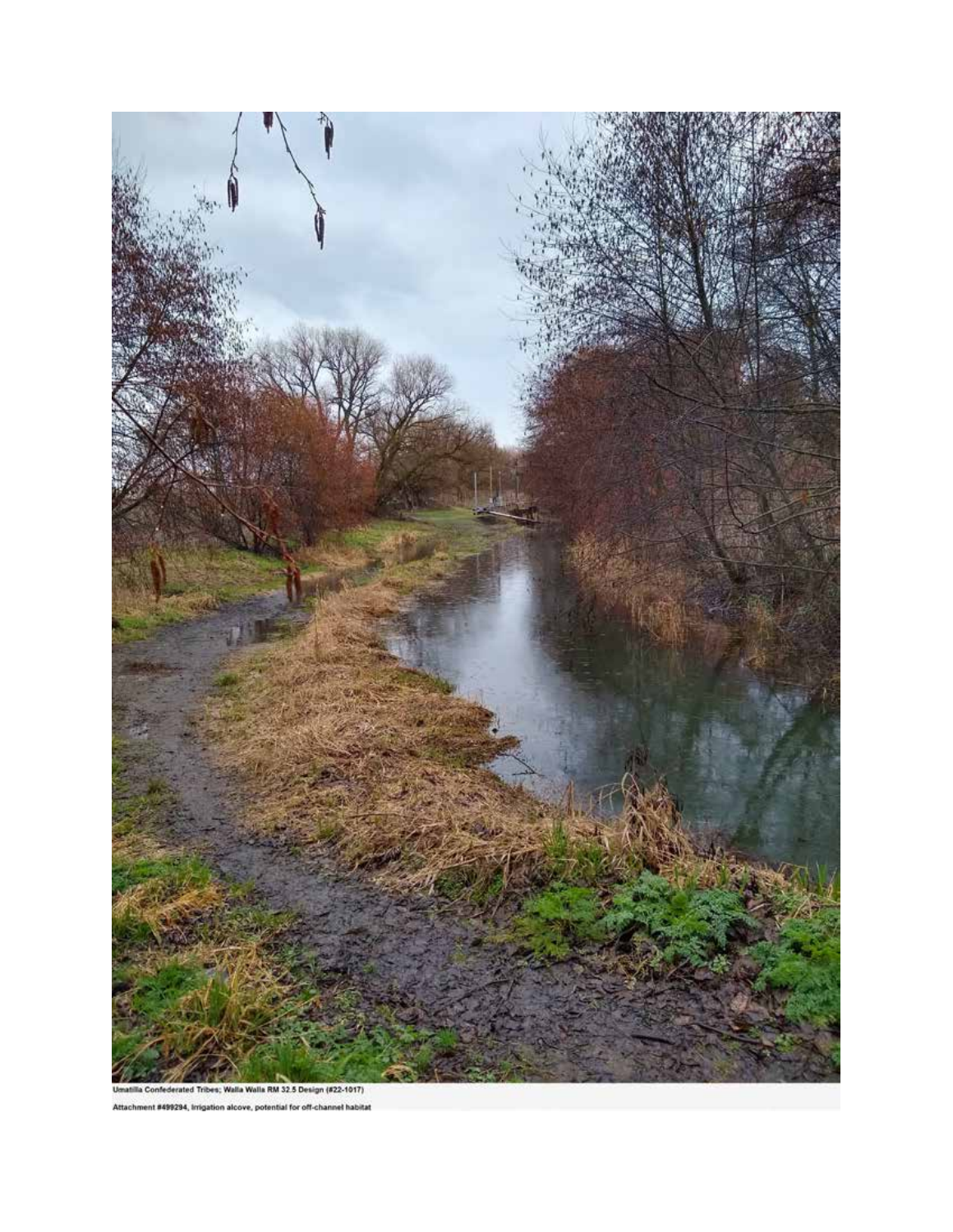Umatilla Confederated Tribes; Walla Walla RM 32.5 Design (#22-1017)

Attachment #499294, irrigation alcove, potential for off-channel habitat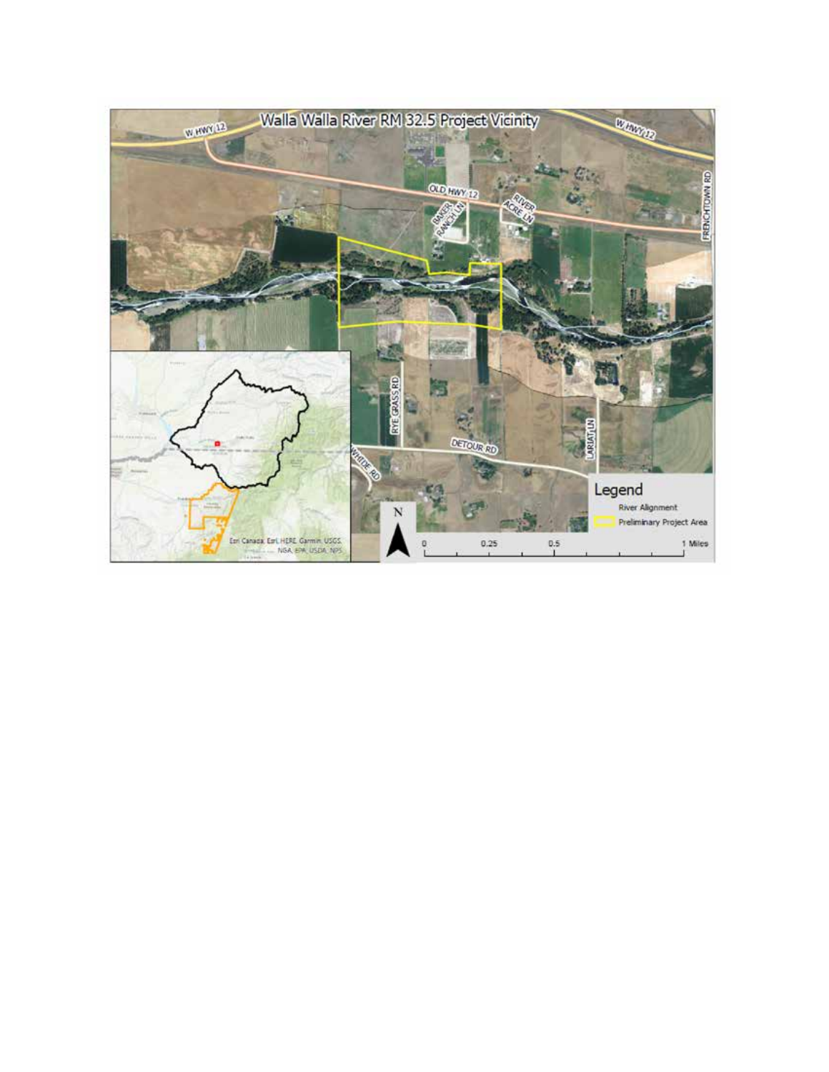# Walla Walla River RM 32.5 Project Vicinity

Legend

- River Alignment
- Preliminary Project Area

0 0.25 0.5 1 Miles

Esri Canada, Esri, HERE, Garmin, USGS, NGA, EPA, USDA, NPS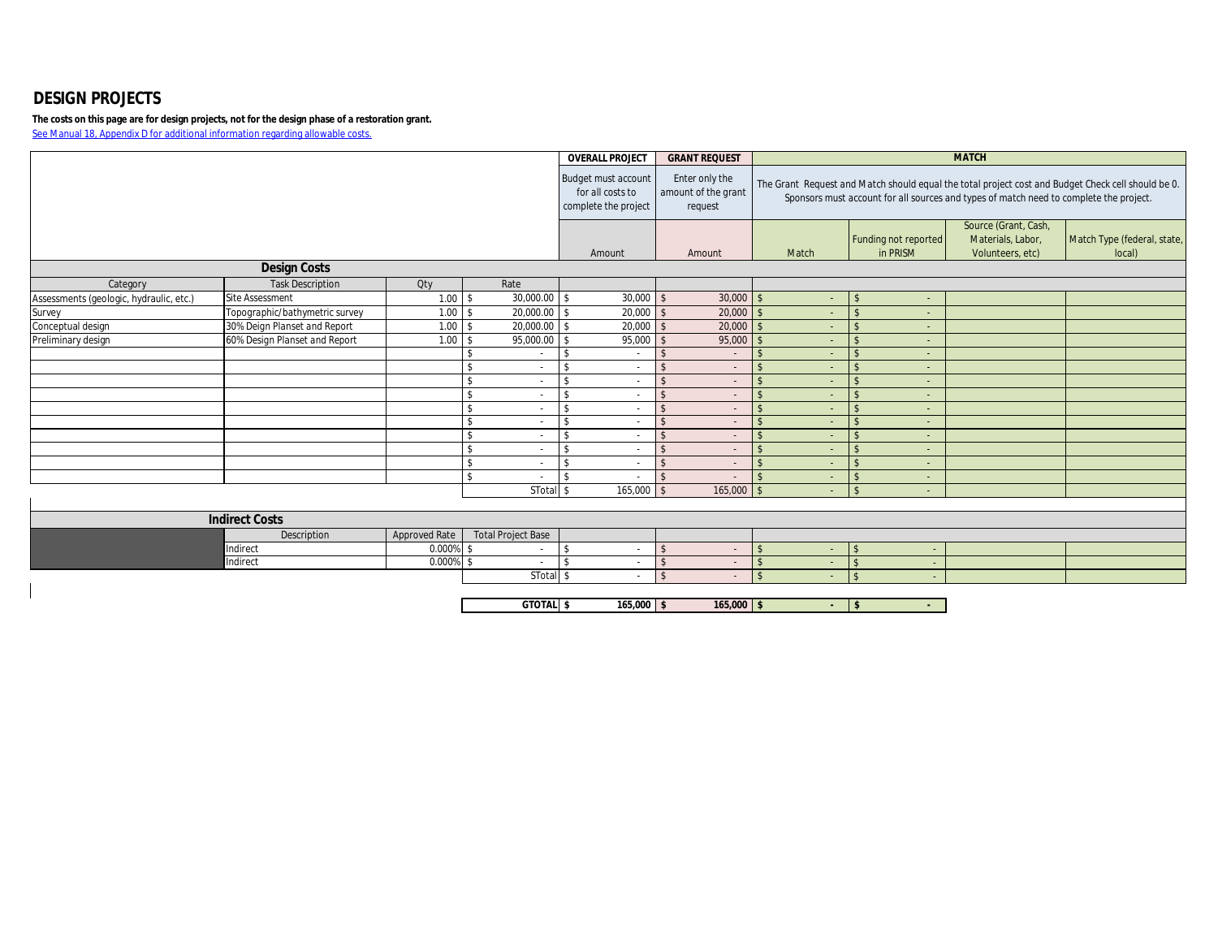## DESIGN PROJECTS

**The costs on this page are for design projects, not for the design phase of a restoration grant.**

See Manual 18, Appendix D for additional information regarding allowable costs.

| | | | | OVERALL PROJECT | GRANT REQUEST | MATCH | | | |
|---|---|---|---|---|---|---|---|---|---|
| | | | | Budget must account for all costs to complete the project | Enter only the amount of the grant request | The Grant Request and Match should equal the total project cost and Budget Check cell should be 0. Sponsors must account for all sources and types of match need to complete the project. | | | |
| | | | | Amount | Amount | Match | Funding not reported in PRISM | Source (Grant, Cash, Materials, Labor, Volunteers, etc) | Match Type (federal, state, local) |
| **Design Costs** | | | | | | | | | |
| Category | Task Description | Qty | Rate | | | | | | |
| Assessments (geologic, hydraulic, etc.) | Site Assessment | 1.00 | $ 30,000.00 | $ 30,000 | $ 30,000 | $ - | $ - | | |
| Survey | Topographic/bathymetric survey | 1.00 | $ 20,000.00 | $ 20,000 | $ 20,000 | $ - | $ - | | |
| Conceptual design | 30% Deign Planset and Report | 1.00 | $ 20,000.00 | $ 20,000 | $ 20,000 | $ - | $ - | | |
| Preliminary design | 60% Design Planset and Report | 1.00 | $ 95,000.00 | $ 95,000 | $ 95,000 | $ - | $ - | | |
| | | | $ - | $ - | $ - | $ - | $ - | | |
| | | | $ - | $ - | $ - | $ - | $ - | | |
| | | | $ - | $ - | $ - | $ - | $ - | | |
| | | | $ - | $ - | $ - | $ - | $ - | | |
| | | | $ - | $ - | $ - | $ - | $ - | | |
| | | | $ - | $ - | $ - | $ - | $ - | | |
| | | | $ - | $ - | $ - | $ - | $ - | | |
| | | | $ - | $ - | $ - | $ - | $ - | | |
| | | | $ - | $ - | $ - | $ - | $ - | | |
| | | | $ - | $ - | $ - | $ - | $ - | | |
| | | | STotal | $ 165,000 | $ 165,000 | $ - | $ - | | |
| **Indirect Costs** | | | | | | | | | |
| | Description | Approved Rate | Total Project Base | | | | | | |
| | Indirect | 0.000% | $ - | $ - | $ - | $ - | $ - | | |
| | Indirect | 0.000% | $ - | $ - | $ - | $ - | $ - | | |
| | | | STotal | $ - | $ - | $ - | $ - | | |
| | | | **GTOTAL** | **$ 165,000** | **$ 165,000** | **$ -** | **$ -** | | |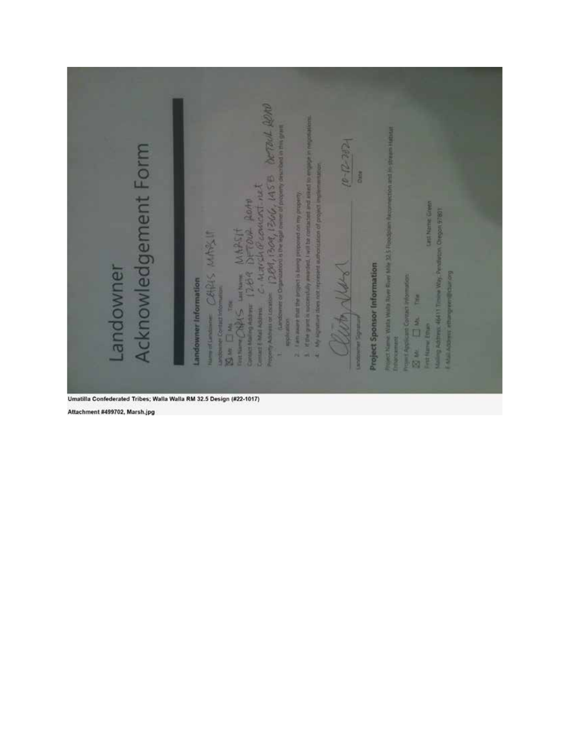# Landowner Acknowledgement Form

## Landowner Information

Name of Landowner: CHRIS MARSH

Landowner Contact Information:

☒ Mr. ☐ Ms. Title:

First Name: CHRIS Last Name: MARSH

Contact Mailing Address: 1269 DETOUR ROAD

Contact E-Mail Address: C.Marsh@comcast.net

Property Address or Location: 1269, 1309, 1366, 1458 DETOUR ROAD

1. (Landowner or Organization) is the legal owner of property described in this grant application.
2. I am aware that the project is being proposed on my property.
3. If the grant is successfully awarded, I will be contacted and asked to engage in negotiations.
4. My signature does not represent authorization of project implementation.

Landowner Signature: [signature]

Date: 10-12-2021

## Project Sponsor Information

Project Name: Walla Walla River River Mile 32.5 Floodplain Reconnection and In-Stream Habitat Enhancement

Project Applicant Contact Information:

☒ Mr. ☐ Ms. Title:

First Name: Ethan Last Name: Green

Mailing Address: 46411 Timine Way, Pendleton, Oregon 97801

E-Mail Address: ethangreen@ctuir.org

**Umatilla Confederated Tribes; Walla Walla RM 32.5 Design (#22-1017)**

**Attachment #499702, Marsh.jpg**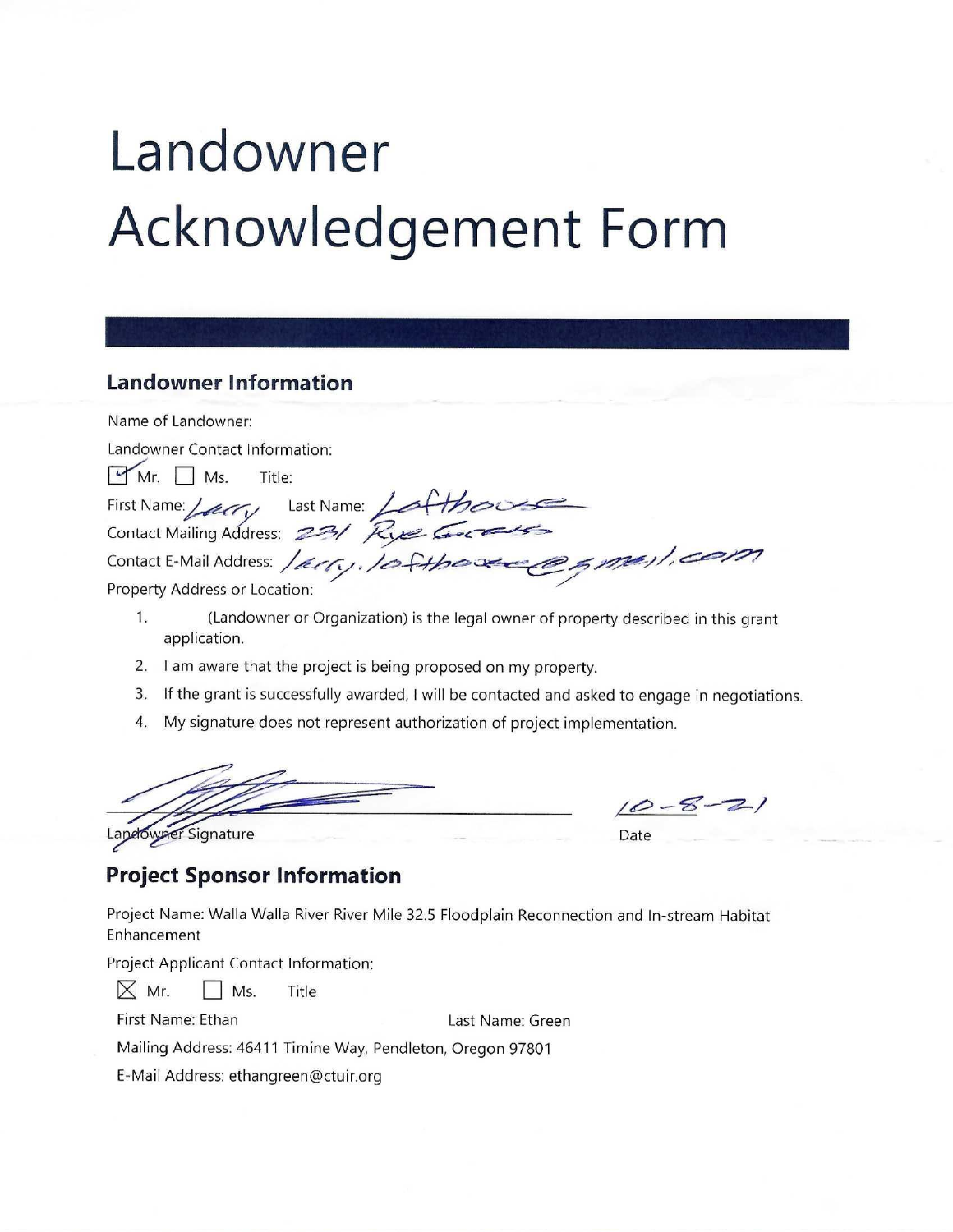# Landowner Acknowledgement Form

## Landowner Information

Name of Landowner:

Landowner Contact Information:

☑ Mr. ☐ Ms. Title:

First Name: Larry Last Name: Lofthouse

Contact Mailing Address: 231 Rye Grass

Contact E-Mail Address: larry.lofthouse@gmail.com

Property Address or Location:

1. (Landowner or Organization) is the legal owner of property described in this grant application.
2. I am aware that the project is being proposed on my property.
3. If the grant is successfully awarded, I will be contacted and asked to engage in negotiations.
4. My signature does not represent authorization of project implementation.

Landowner Signature: [signature] Date: 10-8-21

## Project Sponsor Information

Project Name: Walla Walla River River Mile 32.5 Floodplain Reconnection and In-stream Habitat Enhancement

Project Applicant Contact Information:

☒ Mr. ☐ Ms. Title

First Name: Ethan Last Name: Green

Mailing Address: 46411 Timíne Way, Pendleton, Oregon 97801

E-Mail Address: ethangreen@ctuir.org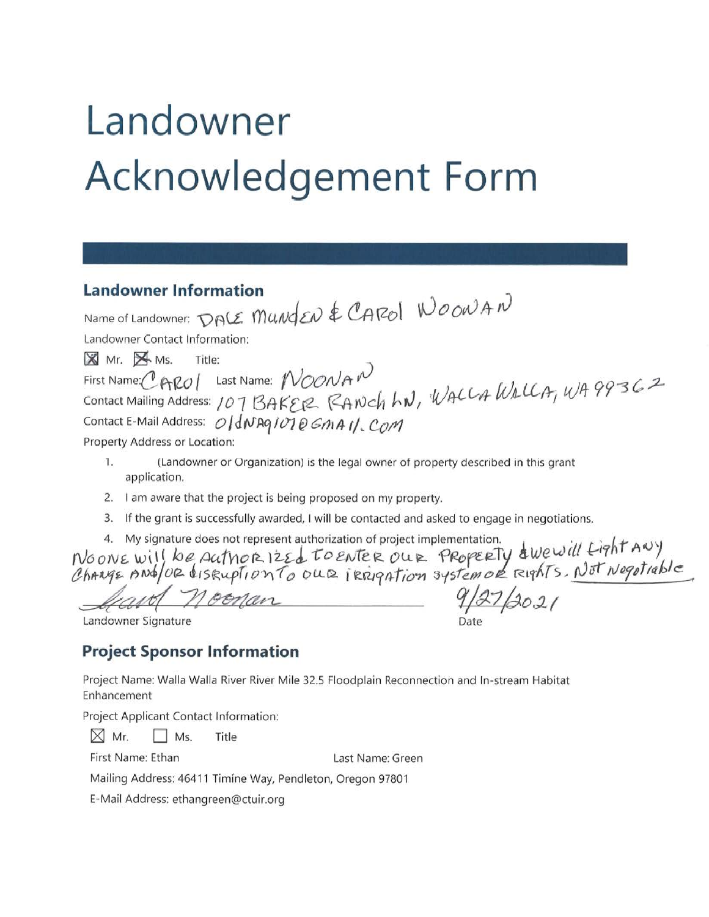# Landowner Acknowledgement Form

## Landowner Information

Name of Landowner: DALE MUNDEN & CAROL NOONAN

Landowner Contact Information:

☒ Mr. ☒ Ms. Title:

First Name: CAROL Last Name: NOONAN

Contact Mailing Address: 107 BAKER RANCH LN, WALLA WALLA, WA 99362

Contact E-Mail Address: OldNAG107@GMAIL.COM

Property Address or Location:

1. (Landowner or Organization) is the legal owner of property described in this grant application.
2. I am aware that the project is being proposed on my property.
3. If the grant is successfully awarded, I will be contacted and asked to engage in negotiations.
4. My signature does not represent authorization of project implementation.

NO ONE will be AUTHORIZED TO ENTER OUR PROPERTY & We will fight ANY CHANGE AND/OR DISRUPTION TO OUR IRRIGATION SYSTEM OR RIGHTS. Not Negotiable

Carol Noonan — 9/27/2021

Landowner Signature — Date

## Project Sponsor Information

Project Name: Walla Walla River River Mile 32.5 Floodplain Reconnection and In-stream Habitat Enhancement

Project Applicant Contact Information:

☒ Mr. ☐ Ms. Title

First Name: Ethan Last Name: Green

Mailing Address: 46411 Timíne Way, Pendleton, Oregon 97801

E-Mail Address: ethangreen@ctuir.org